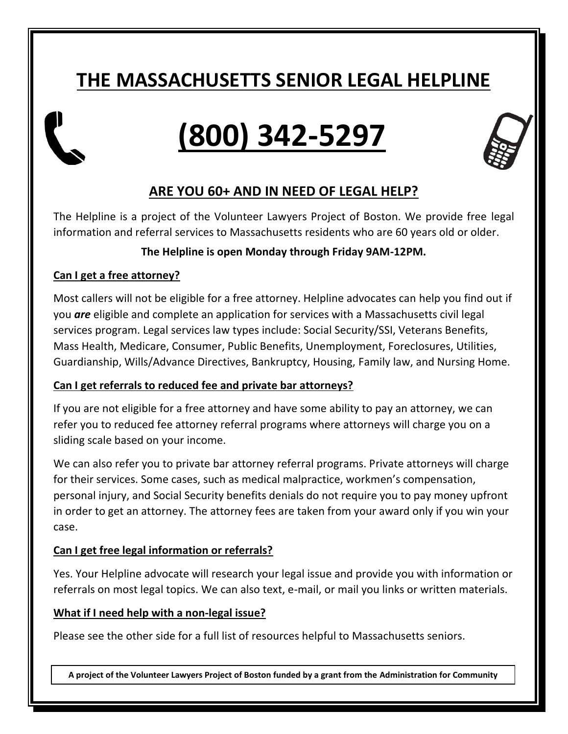# THE MASSACHUSETTS SENIOR LEGAL HELPLINE

# (800) 342-5297

## ARE YOU 60+ AND IN NEED OF LEGAL HELP?

The Helpline is a project of the Volunteer Lawyers Project of Boston. We provide free legal information and referral services to Massachusetts residents who are 60 years old or older.

**The Helpline is open Monday through Friday 9AM-12PM.**

### Can I get a free attorney?

Most callers will not be eligible for a free attorney. Helpline advocates can help you find out if you ***are*** eligible and complete an application for services with a Massachusetts civil legal services program. Legal services law types include: Social Security/SSI, Veterans Benefits, Mass Health, Medicare, Consumer, Public Benefits, Unemployment, Foreclosures, Utilities, Guardianship, Wills/Advance Directives, Bankruptcy, Housing, Family law, and Nursing Home.

### Can I get referrals to reduced fee and private bar attorneys?

If you are not eligible for a free attorney and have some ability to pay an attorney, we can refer you to reduced fee attorney referral programs where attorneys will charge you on a sliding scale based on your income.

We can also refer you to private bar attorney referral programs. Private attorneys will charge for their services. Some cases, such as medical malpractice, workmen's compensation, personal injury, and Social Security benefits denials do not require you to pay money upfront in order to get an attorney. The attorney fees are taken from your award only if you win your case.

### Can I get free legal information or referrals?

Yes. Your Helpline advocate will research your legal issue and provide you with information or referrals on most legal topics. We can also text, e-mail, or mail you links or written materials.

### What if I need help with a non-legal issue?

Please see the other side for a full list of resources helpful to Massachusetts seniors.

**A project of the Volunteer Lawyers Project of Boston funded by a grant from the Administration for Community**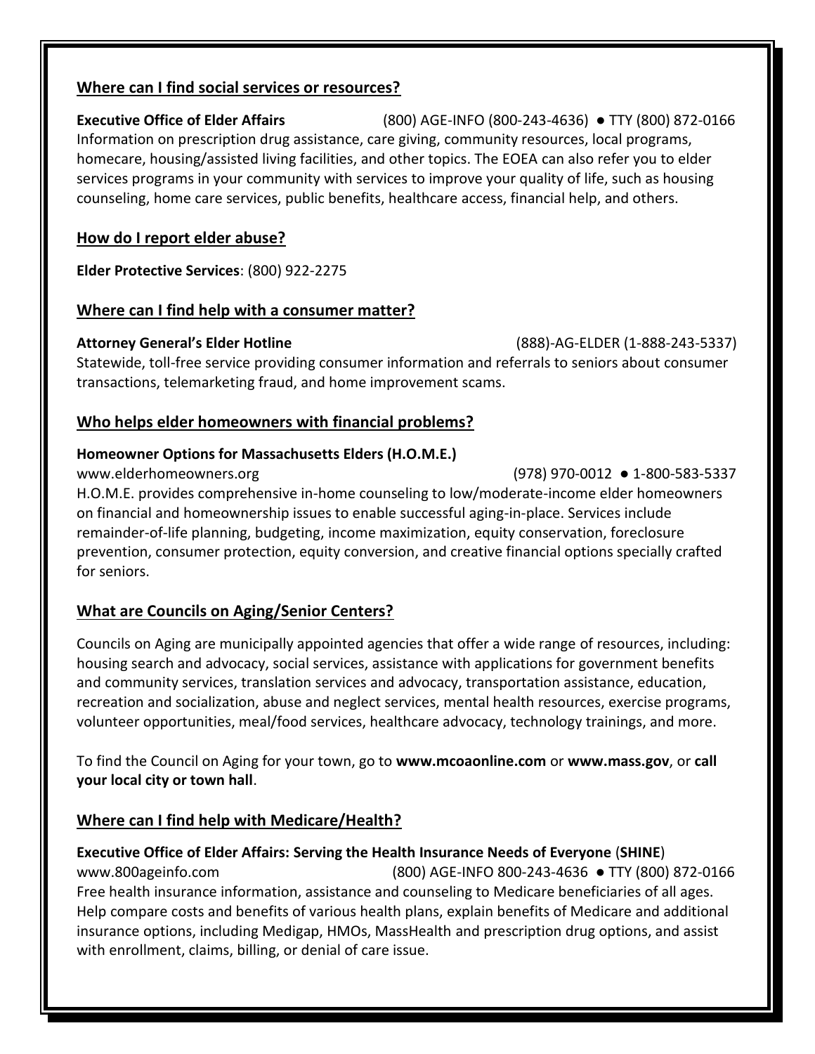## Where can I find social services or resources?

**Executive Office of Elder Affairs** (800) AGE-INFO (800-243-4636) ● TTY (800) 872-0166

Information on prescription drug assistance, care giving, community resources, local programs, homecare, housing/assisted living facilities, and other topics. The EOEA can also refer you to elder services programs in your community with services to improve your quality of life, such as housing counseling, home care services, public benefits, healthcare access, financial help, and others.

## How do I report elder abuse?

**Elder Protective Services**: (800) 922-2275

## Where can I find help with a consumer matter?

**Attorney General's Elder Hotline** (888)-AG-ELDER (1-888-243-5337)

Statewide, toll-free service providing consumer information and referrals to seniors about consumer transactions, telemarketing fraud, and home improvement scams.

## Who helps elder homeowners with financial problems?

**Homeowner Options for Massachusetts Elders (H.O.M.E.)**

www.elderhomeowners.org (978) 970-0012 ● 1-800-583-5337

H.O.M.E. provides comprehensive in-home counseling to low/moderate-income elder homeowners on financial and homeownership issues to enable successful aging-in-place. Services include remainder-of-life planning, budgeting, income maximization, equity conservation, foreclosure prevention, consumer protection, equity conversion, and creative financial options specially crafted for seniors.

## What are Councils on Aging/Senior Centers?

Councils on Aging are municipally appointed agencies that offer a wide range of resources, including: housing search and advocacy, social services, assistance with applications for government benefits and community services, translation services and advocacy, transportation assistance, education, recreation and socialization, abuse and neglect services, mental health resources, exercise programs, volunteer opportunities, meal/food services, healthcare advocacy, technology trainings, and more.

To find the Council on Aging for your town, go to **www.mcoaonline.com** or **www.mass.gov**, or **call your local city or town hall**.

## Where can I find help with Medicare/Health?

**Executive Office of Elder Affairs: Serving the Health Insurance Needs of Everyone** (**SHINE**)

www.800ageinfo.com (800) AGE-INFO 800-243-4636 ● TTY (800) 872-0166

Free health insurance information, assistance and counseling to Medicare beneficiaries of all ages. Help compare costs and benefits of various health plans, explain benefits of Medicare and additional insurance options, including Medigap, HMOs, MassHealth and prescription drug options, and assist with enrollment, claims, billing, or denial of care issue.